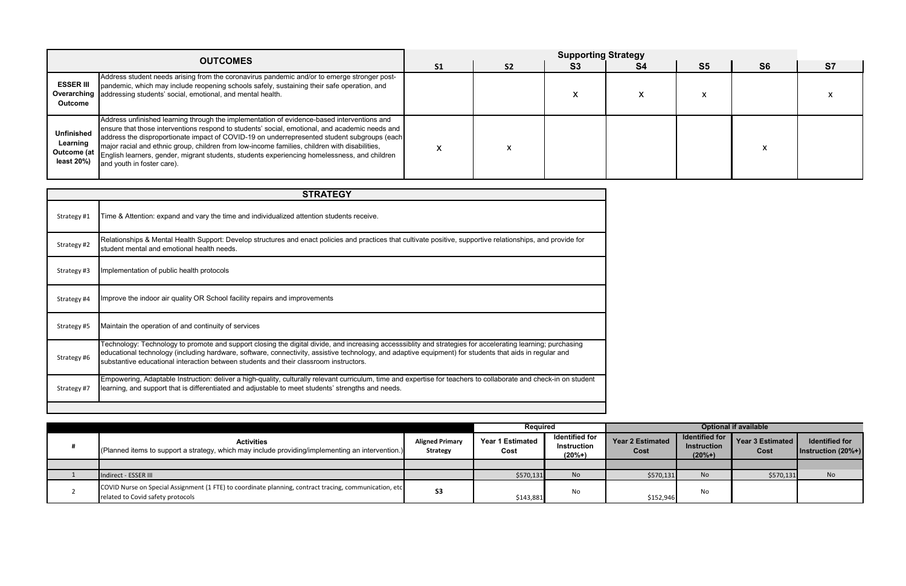| OUTCOMES | | Supporting Strategy | | | | | | |
|---|---|---|---|---|---|---|---|---|
| | | S1 | S2 | S3 | S4 | S5 | S6 | S7 |
| ESSER III Overarching Outcome | Address student needs arising from the coronavirus pandemic and/or to emerge stronger post-pandemic, which may include reopening schools safely, sustaining their safe operation, and addressing students' social, emotional, and mental health. | | | X | X | X | | X |
| Unfinished Learning Outcome (at least 20%) | Address unfinished learning through the implementation of evidence-based interventions and ensure that those interventions respond to students' social, emotional, and academic needs and address the disproportionate impact of COVID-19 on underrepresented student subgroups (each major racial and ethnic group, children from low-income families, children with disabilities, English learners, gender, migrant students, students experiencing homelessness, and children and youth in foster care). | X | X | | | | X | |

| STRATEGY | |
|---|---|
| Strategy #1 | Time & Attention: expand and vary the time and individualized attention students receive. |
| Strategy #2 | Relationships & Mental Health Support: Develop structures and enact policies and practices that cultivate positive, supportive relationships, and provide for student mental and emotional health needs. |
| Strategy #3 | Implementation of public health protocols |
| Strategy #4 | Improve the indoor air quality OR School facility repairs and improvements |
| Strategy #5 | Maintain the operation of and continuity of services |
| Strategy #6 | Technology: Technology to promote and support closing the digital divide, and increasing accesssiblity and strategies for accelerating learning; purchasing educational technology (including hardware, software, connectivity, assistive technology, and adaptive equipment) for students that aids in regular and substantive educational interaction between students and their classroom instructors. |
| Strategy #7 | Empowering, Adaptable Instruction: deliver a high-quality, culturally relevant curriculum, time and expertise for teachers to collaborate and check-in on student learning, and support that is differentiated and adjustable to meet students' strengths and needs. |

| | | | Required | | Optional if available | | | |
|---|---|---|---|---|---|---|---|---|
| # | **Activities** (Planned items to support a strategy, which may include providing/implementing an intervention.) | Aligned Primary Strategy | Year 1 Estimated Cost | Identified for Instruction (20%+) | Year 2 Estimated Cost | Identified for Instruction (20%+) | Year 3 Estimated Cost | Identified for Instruction (20%+) |
| | | | | | | | | |
| 1 | Indirect - ESSER III | | $570,131 | No | $570,131 | No | $570,131 | No |
| 2 | COVID Nurse on Special Assignment (1 FTE) to coordinate planning, contract tracing, communication, etc related to Covid safety protocols | S3 | $143,881 | No | $152,946 | No | | |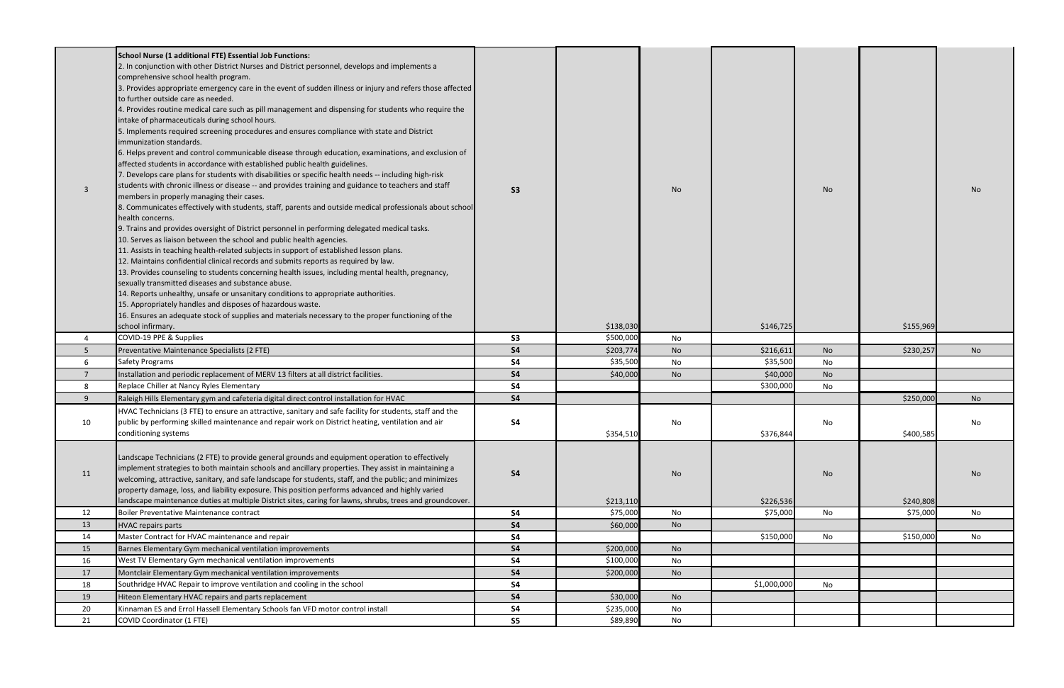| | | | | | | | | |
|---|---|---|---|---|---|---|---|---|
| 3 | **School Nurse (1 additional FTE) Essential Job Functions:**<br>2. In conjunction with other District Nurses and District personnel, develops and implements a comprehensive school health program.<br>3. Provides appropriate emergency care in the event of sudden illness or injury and refers those affected to further outside care as needed.<br>4. Provides routine medical care such as pill management and dispensing for students who require the intake of pharmaceuticals during school hours.<br>5. Implements required screening procedures and ensures compliance with state and District immunization standards.<br>6. Helps prevent and control communicable disease through education, examinations, and exclusion of affected students in accordance with established public health guidelines.<br>7. Develops care plans for students with disabilities or specific health needs -- including high-risk students with chronic illness or disease -- and provides training and guidance to teachers and staff members in properly managing their cases.<br>8. Communicates effectively with students, staff, parents and outside medical professionals about school health concerns.<br>9. Trains and provides oversight of District personnel in performing delegated medical tasks.<br>10. Serves as liaison between the school and public health agencies.<br>11. Assists in teaching health-related subjects in support of established lesson plans.<br>12. Maintains confidential clinical records and submits reports as required by law.<br>13. Provides counseling to students concerning health issues, including mental health, pregnancy, sexually transmitted diseases and substance abuse.<br>14. Reports unhealthy, unsafe or unsanitary conditions to appropriate authorities.<br>15. Appropriately handles and disposes of hazardous waste.<br>16. Ensures an adequate stock of supplies and materials necessary to the proper functioning of the school infirmary. | **S3** | $138,030 | No | $146,725 | No | $155,969 | No |
| 4 | COVID-19 PPE & Supplies | **S3** | $500,000 | No | | | | |
| 5 | Preventative Maintenance Specialists (2 FTE) | **S4** | $203,774 | No | $216,611 | No | $230,257 | No |
| 6 | Safety Programs | **S4** | $35,500 | No | $35,500 | No | | |
| 7 | Installation and periodic replacement of MERV 13 filters at all district facilities. | **S4** | $40,000 | No | $40,000 | No | | |
| 8 | Replace Chiller at Nancy Ryles Elementary | **S4** | | | $300,000 | No | | |
| 9 | Raleigh Hills Elementary gym and cafeteria digital direct control installation for HVAC | **S4** | | | | | $250,000 | No |
| 10 | HVAC Technicians (3 FTE) to ensure an attractive, sanitary and safe facility for students, staff and the public by performing skilled maintenance and repair work on District heating, ventilation and air conditioning systems | **S4** | $354,510 | No | $376,844 | No | $400,585 | No |
| 11 | Landscape Technicians (2 FTE) to provide general grounds and equipment operation to effectively implement strategies to both maintain schools and ancillary properties. They assist in maintaining a welcoming, attractive, sanitary, and safe landscape for students, staff, and the public; and minimizes property damage, loss, and liability exposure. This position performs advanced and highly varied landscape maintenance duties at multiple District sites, caring for lawns, shrubs, trees and groundcover. | **S4** | $213,110 | No | $226,536 | No | $240,808 | No |
| 12 | Boiler Preventative Maintenance contract | **S4** | $75,000 | No | $75,000 | No | $75,000 | No |
| 13 | HVAC repairs parts | **S4** | $60,000 | No | | | | |
| 14 | Master Contract for HVAC maintenance and repair | **S4** | | | $150,000 | No | $150,000 | No |
| 15 | Barnes Elementary Gym mechanical ventilation improvements | **S4** | $200,000 | No | | | | |
| 16 | West TV Elementary Gym mechanical ventilation improvements | **S4** | $100,000 | No | | | | |
| 17 | Montclair Elementary Gym mechanical ventilation improvements | **S4** | $200,000 | No | | | | |
| 18 | Southridge HVAC Repair to improve ventilation and cooling in the school | **S4** | | | $1,000,000 | No | | |
| 19 | Hiteon Elementary HVAC repairs and parts replacement | **S4** | $30,000 | No | | | | |
| 20 | Kinnaman ES and Errol Hassell Elementary Schools fan VFD motor control install | **S4** | $235,000 | No | | | | |
| 21 | COVID Coordinator (1 FTE) | **S5** | $89,890 | No | | | | |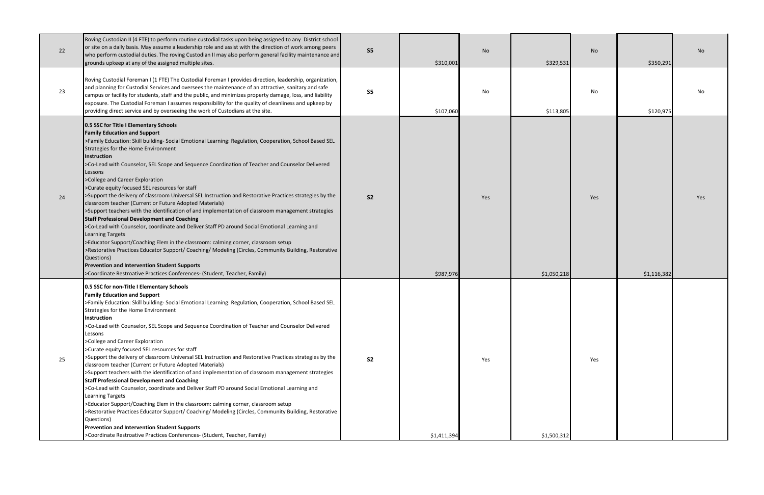| 22 | Roving Custodian II (4 FTE) to perform routine custodial tasks upon being assigned to any District school or site on a daily basis. May assume a leadership role and assist with the direction of work among peers who perform custodial duties. The roving Custodian II may also perform general facility maintenance and grounds upkeep at any of the assigned multiple sites. | S5 | $310,001 | No | $329,531 | No | $350,291 | No |
|---|---|---|---|---|---|---|---|---|
| 23 | Roving Custodial Foreman I (1 FTE) The Custodial Foreman I provides direction, leadership, organization, and planning for Custodial Services and oversees the maintenance of an attractive, sanitary and safe campus or facility for students, staff and the public, and minimizes property damage, loss, and liability exposure. The Custodial Foreman I assumes responsibility for the quality of cleanliness and upkeep by providing direct service and by overseeing the work of Custodians at the site. | S5 | $107,060 | No | $113,805 | No | $120,975 | No |
| 24 | **0.5 SSC for Title I Elementary Schools**<br>**Family Education and Support**<br>>Family Education: Skill building- Social Emotional Learning: Regulation, Cooperation, School Based SEL Strategies for the Home Environment<br>**Instruction**<br>>Co-Lead with Counselor, SEL Scope and Sequence Coordination of Teacher and Counselor Delivered Lessons<br>>College and Career Exploration<br>>Curate equity focused SEL resources for staff<br>>Support the delivery of classroom Universal SEL Instruction and Restorative Practices strategies by the classroom teacher (Current or Future Adopted Materials)<br>>Support teachers with the identification of and implementation of classroom management strategies<br>**Staff Professional Development and Coaching**<br>>Co-Lead with Counselor, coordinate and Deliver Staff PD around Social Emotional Learning and Learning Targets<br>>Educator Support/Coaching Elem in the classroom: calming corner, classroom setup<br>>Restorative Practices Educator Support/ Coaching/ Modeling (Circles, Community Building, Restorative Questions)<br>**Prevention and Intervention Student Supports**<br>>Coordinate Restroative Practices Conferences- (Student, Teacher, Family) | S2 | $987,976 | Yes | $1,050,218 | Yes | $1,116,382 | Yes |
| 25 | **0.5 SSC for non-Title I Elementary Schools**<br>**Family Education and Support**<br>>Family Education: Skill building- Social Emotional Learning: Regulation, Cooperation, School Based SEL Strategies for the Home Environment<br>**Instruction**<br>>Co-Lead with Counselor, SEL Scope and Sequence Coordination of Teacher and Counselor Delivered Lessons<br>>College and Career Exploration<br>>Curate equity focused SEL resources for staff<br>>Support the delivery of classroom Universal SEL Instruction and Restorative Practices strategies by the classroom teacher (Current or Future Adopted Materials)<br>>Support teachers with the identification of and implementation of classroom management strategies<br>**Staff Professional Development and Coaching**<br>>Co-Lead with Counselor, coordinate and Deliver Staff PD around Social Emotional Learning and Learning Targets<br>>Educator Support/Coaching Elem in the classroom: calming corner, classroom setup<br>>Restorative Practices Educator Support/ Coaching/ Modeling (Circles, Community Building, Restorative Questions)<br>**Prevention and Intervention Student Supports**<br>>Coordinate Restroative Practices Conferences- (Student, Teacher, Family) | S2 | $1,411,394 | Yes | $1,500,312 | Yes | | |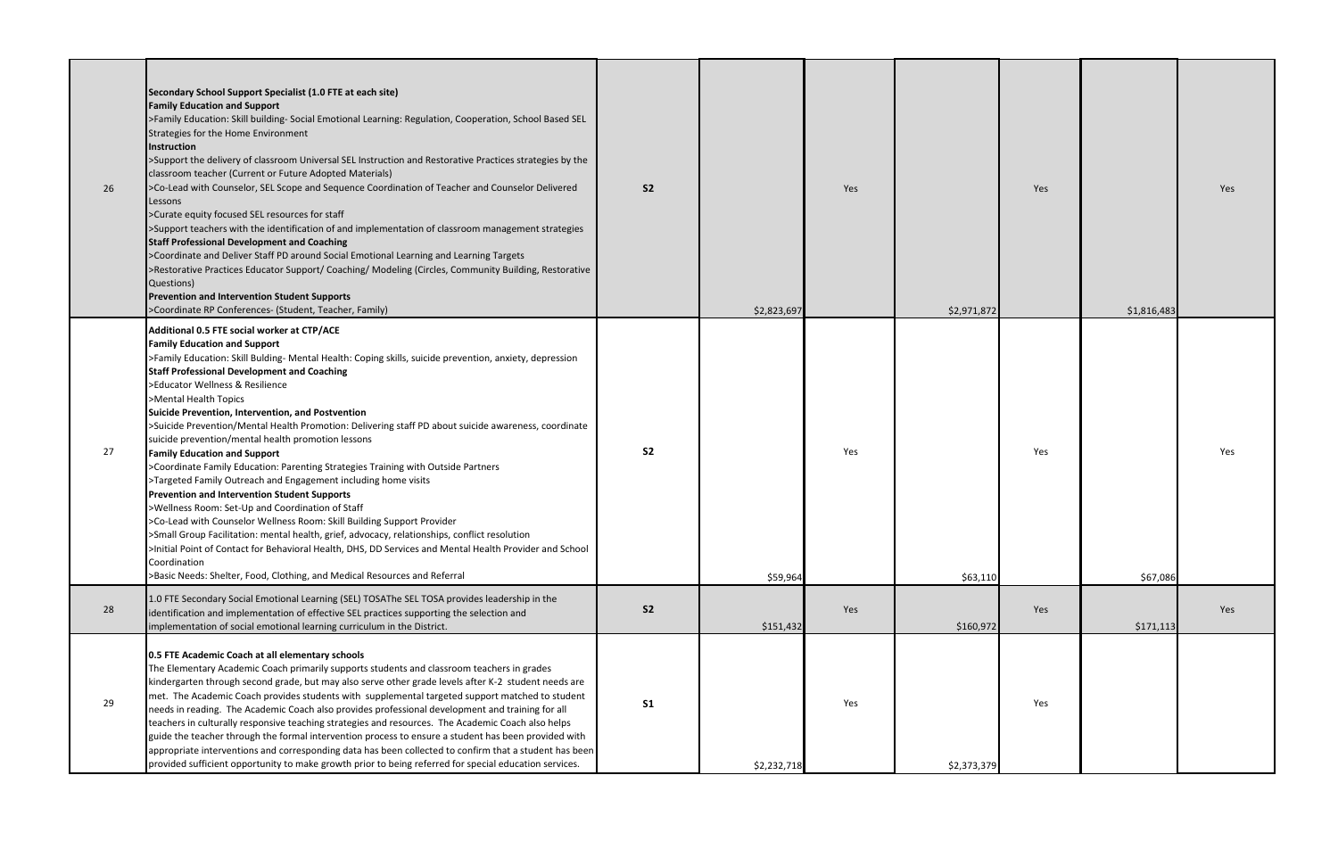| 26 | **Secondary School Support Specialist (1.0 FTE at each site)**<br>**Family Education and Support**<br>>Family Education: Skill building- Social Emotional Learning: Regulation, Cooperation, School Based SEL Strategies for the Home Environment<br>**Instruction**<br>>Support the delivery of classroom Universal SEL Instruction and Restorative Practices strategies by the classroom teacher (Current or Future Adopted Materials)<br>>Co-Lead with Counselor, SEL Scope and Sequence Coordination of Teacher and Counselor Delivered Lessons<br>>Curate equity focused SEL resources for staff<br>>Support teachers with the identification of and implementation of classroom management strategies<br>**Staff Professional Development and Coaching**<br>>Coordinate and Deliver Staff PD around Social Emotional Learning and Learning Targets<br>>Restorative Practices Educator Support/ Coaching/ Modeling (Circles, Community Building, Restorative Questions)<br>**Prevention and Intervention Student Supports**<br>>Coordinate RP Conferences- (Student, Teacher, Family) | **S2** | $2,823,697 | Yes | $2,971,872 | Yes | $1,816,483 | Yes |
|---|---|---|---|---|---|---|---|
| 27 | **Additional 0.5 FTE social worker at CTP/ACE**<br>**Family Education and Support**<br>>Family Education: Skill Bulding- Mental Health: Coping skills, suicide prevention, anxiety, depression<br>**Staff Professional Development and Coaching**<br>>Educator Wellness & Resilience<br>>Mental Health Topics<br>**Suicide Prevention, Intervention, and Postvention**<br>>Suicide Prevention/Mental Health Promotion: Delivering staff PD about suicide awareness, coordinate suicide prevention/mental health promotion lessons<br>**Family Education and Support**<br>>Coordinate Family Education: Parenting Strategies Training with Outside Partners<br>>Targeted Family Outreach and Engagement including home visits<br>**Prevention and Intervention Student Supports**<br>>Wellness Room: Set-Up and Coordination of Staff<br>>Co-Lead with Counselor Wellness Room: Skill Building Support Provider<br>>Small Group Facilitation: mental health, grief, advocacy, relationships, conflict resolution<br>>Initial Point of Contact for Behavioral Health, DHS, DD Services and Mental Health Provider and School Coordination<br>>Basic Needs: Shelter, Food, Clothing, and Medical Resources and Referral | **S2** | $59,964 | Yes | $63,110 | Yes | $67,086 | Yes |
| 28 | 1.0 FTE Secondary Social Emotional Learning (SEL) TOSAThe SEL TOSA provides leadership in the identification and implementation of effective SEL practices supporting the selection and implementation of social emotional learning curriculum in the District. | **S2** | $151,432 | Yes | $160,972 | Yes | $171,113 | Yes |
| 29 | **0.5 FTE Academic Coach at all elementary schools**<br>The Elementary Academic Coach primarily supports students and classroom teachers in grades kindergarten through second grade, but may also serve other grade levels after K-2 student needs are met. The Academic Coach provides students with supplemental targeted support matched to student needs in reading. The Academic Coach also provides professional development and training for all teachers in culturally responsive teaching strategies and resources. The Academic Coach also helps guide the teacher through the formal intervention process to ensure a student has been provided with appropriate interventions and corresponding data has been collected to confirm that a student has been provided sufficient opportunity to make growth prior to being referred for special education services. | **S1** | $2,232,718 | Yes | $2,373,379 | Yes | | |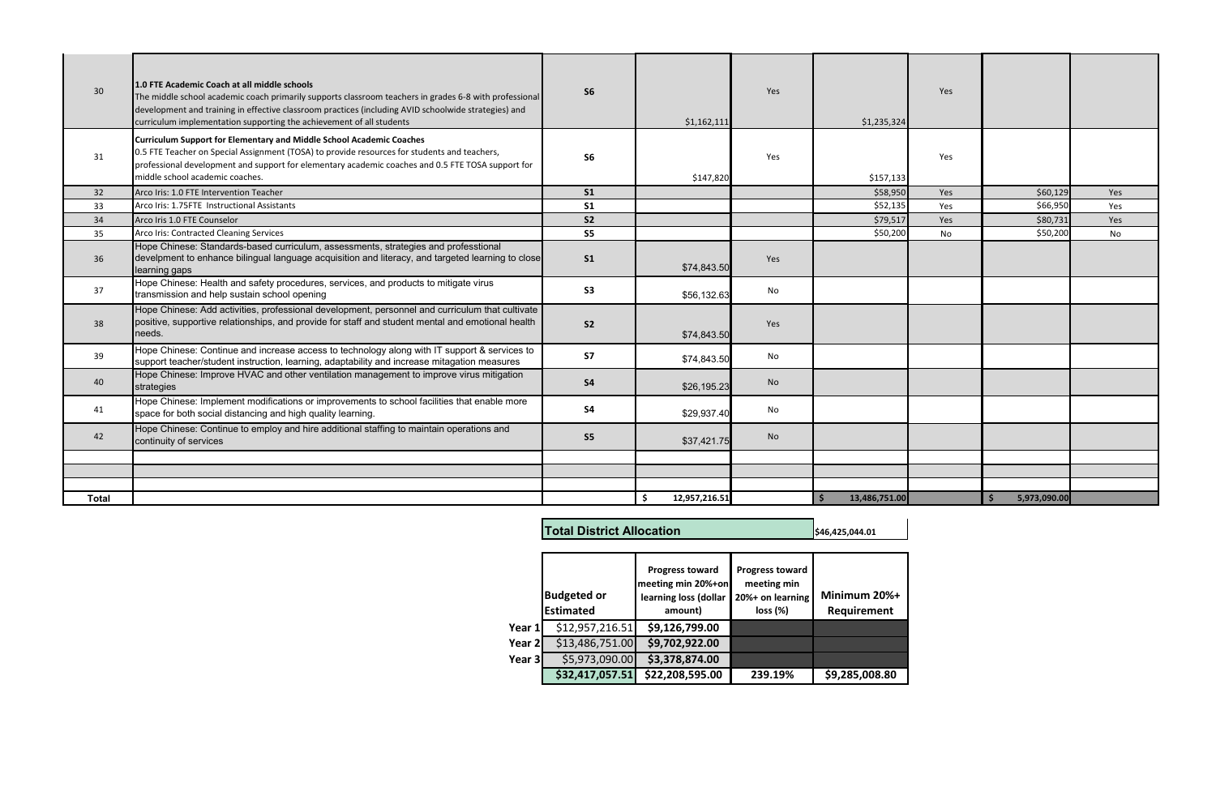| | | | | | | | | |
|---|---|---|---|---|---|---|---|---|
| 30 | **1.0 FTE Academic Coach at all middle schools** The middle school academic coach primarily supports classroom teachers in grades 6-8 with professional development and training in effective classroom practices (including AVID schoolwide strategies) and curriculum implementation supporting the achievement of all students | **S6** | $1,162,111 | Yes | $1,235,324 | Yes | | |
| 31 | **Curriculum Support for Elementary and Middle School Academic Coaches** 0.5 FTE Teacher on Special Assignment (TOSA) to provide resources for students and teachers, professional development and support for elementary academic coaches and 0.5 FTE TOSA support for middle school academic coaches. | **S6** | $147,820 | Yes | $157,133 | Yes | | |
| 32 | Arco Iris: 1.0 FTE Intervention Teacher | **S1** | | | $58,950 | Yes | $60,129 | Yes |
| 33 | Arco Iris: 1.75FTE Instructional Assistants | **S1** | | | $52,135 | Yes | $66,950 | Yes |
| 34 | Arco Iris 1.0 FTE Counselor | **S2** | | | $79,517 | Yes | $80,731 | Yes |
| 35 | Arco Iris: Contracted Cleaning Services | **S5** | | | $50,200 | No | $50,200 | No |
| 36 | Hope Chinese: Standards-based curriculum, assessments, strategies and professtional develpment to enhance bilingual language acquisition and literacy, and targeted learning to close learning gaps | **S1** | $74,843.50 | Yes | | | | |
| 37 | Hope Chinese: Health and safety procedures, services, and products to mitigate virus transmission and help sustain school opening | **S3** | $56,132.63 | No | | | | |
| 38 | Hope Chinese: Add activities, professional development, personnel and curriculum that cultivate positive, supportive relationships, and provide for staff and student mental and emotional health needs. | **S2** | $74,843.50 | Yes | | | | |
| 39 | Hope Chinese: Continue and increase access to technology along with IT support & services to support teacher/student instruction, learning, adaptability and increase mitagation measures | **S7** | $74,843.50 | No | | | | |
| 40 | Hope Chinese: Improve HVAC and other ventilation management to improve virus mitigation strategies | **S4** | $26,195.23 | No | | | | |
| 41 | Hope Chinese: Implement modifications or improvements to school facilities that enable more space for both social distancing and high quality learning. | **S4** | $29,937.40 | No | | | | |
| 42 | Hope Chinese: Continue to employ and hire additional staffing to maintain operations and continuity of services | **S5** | $37,421.75 | No | | | | |
| | | | | | | | | |
| | | | | | | | | |
| | | | | | | | | |
| **Total** | | | $ 12,957,216.51 | | $ 13,486,751.00 | | $ 5,973,090.00 | |

| **Total District Allocation** | $46,425,044.01 |
|---|---|

| | Budgeted or Estimated | Progress toward meeting min 20%+on learning loss (dollar amount) | Progress toward meeting min 20%+ on learning loss (%) | Minimum 20%+ Requirement |
|---|---|---|---|---|
| **Year 1** | $12,957,216.51 | **$9,126,799.00** | | |
| **Year 2** | $13,486,751.00 | **$9,702,922.00** | | |
| **Year 3** | $5,973,090.00 | **$3,378,874.00** | | |
| | **$32,417,057.51** | **$22,208,595.00** | **239.19%** | **$9,285,008.80** |